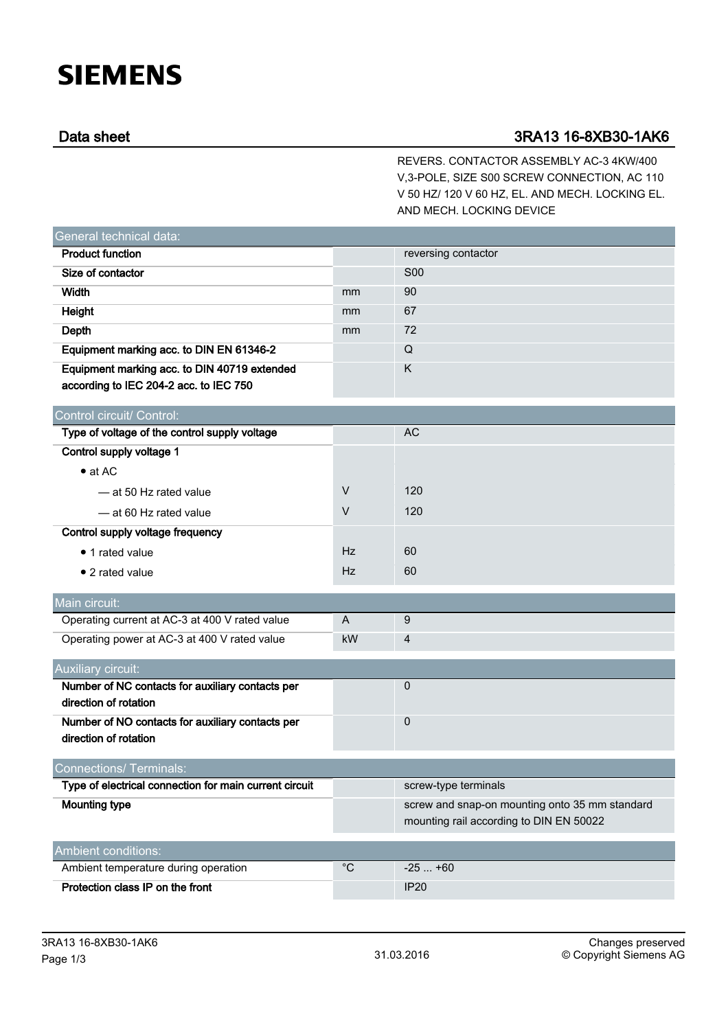# SIEMENS

## Data sheet 3RA13 16-8XB30-1AK6

REVERS. CONTACTOR ASSEMBLY AC-3 4KW/400 V,3-POLE, SIZE S00 SCREW CONNECTION, AC 110 V 50 HZ/ 120 V 60 HZ, EL. AND MECH. LOCKING EL. AND MECH. LOCKING DEVICE

| General technical data: | | |
|---|---|---|
| **Product function** | | reversing contactor |
| **Size of contactor** | | S00 |
| **Width** | mm | 90 |
| **Height** | mm | 67 |
| **Depth** | mm | 72 |
| **Equipment marking acc. to DIN EN 61346-2** | | Q |
| **Equipment marking acc. to DIN 40719 extended according to IEC 204-2 acc. to IEC 750** | | K |

| Control circuit/ Control: | | |
|---|---|---|
| **Type of voltage of the control supply voltage** | | AC |
| **Control supply voltage 1** | | |
| • at AC | | |
| — at 50 Hz rated value | V | 120 |
| — at 60 Hz rated value | V | 120 |
| **Control supply voltage frequency** | | |
| • 1 rated value | Hz | 60 |
| • 2 rated value | Hz | 60 |

| Main circuit: | | |
|---|---|---|
| Operating current at AC-3 at 400 V rated value | A | 9 |
| Operating power at AC-3 at 400 V rated value | kW | 4 |

| Auxiliary circuit: | | |
|---|---|---|
| **Number of NC contacts for auxiliary contacts per direction of rotation** | | 0 |
| **Number of NO contacts for auxiliary contacts per direction of rotation** | | 0 |

| Connections/ Terminals: | | |
|---|---|---|
| **Type of electrical connection for main current circuit** | | screw-type terminals |
| **Mounting type** | | screw and snap-on mounting onto 35 mm standard mounting rail according to DIN EN 50022 |

| Ambient conditions: | | |
|---|---|---|
| Ambient temperature during operation | °C | -25 ... +60 |
| **Protection class IP on the front** | | IP20 |

31.03.2016

Changes preserved
© Copyright Siemens AG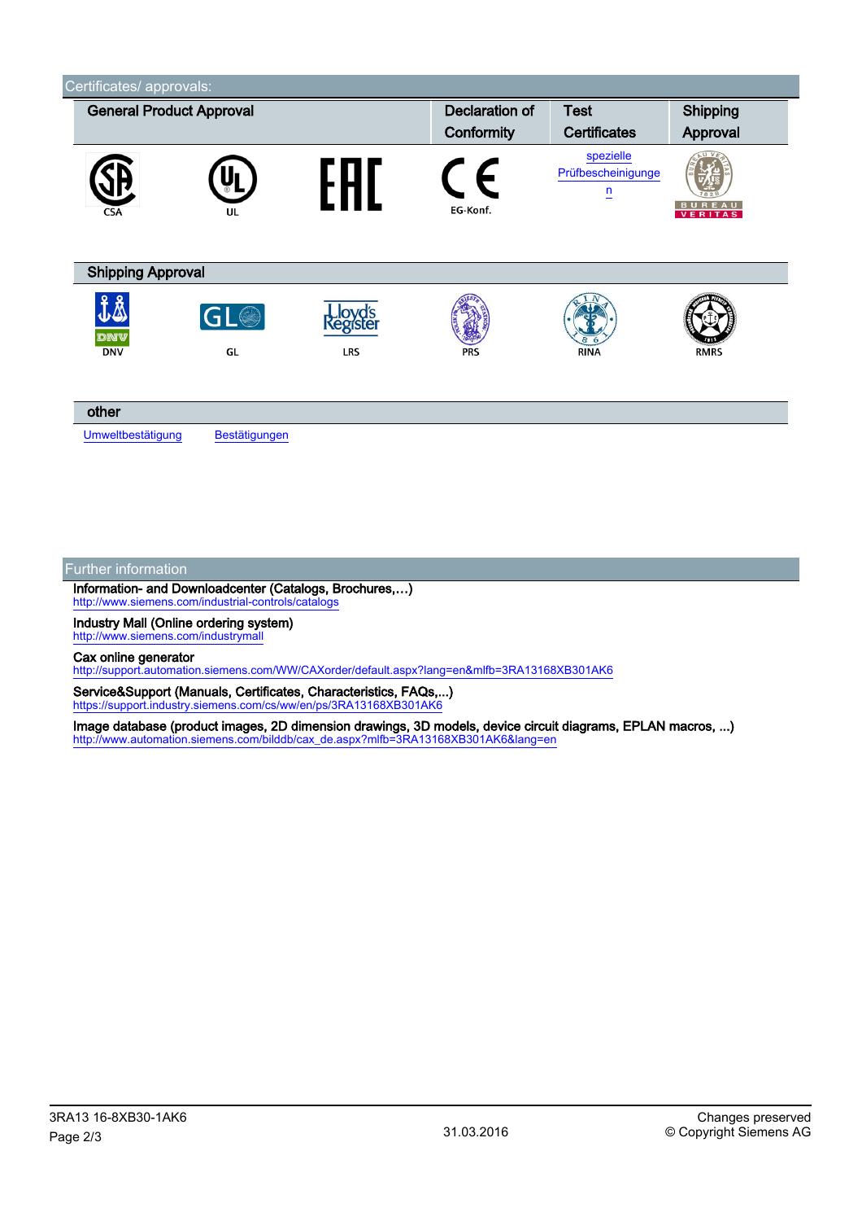## Certificates/ approvals:

| General Product Approval | | | Declaration of Conformity | Test Certificates | Shipping Approval |
|---|---|---|---|---|---|
| CSA | UL | EAC | EG-Konf. | spezielle Prüfbescheinigungen | Bureau Veritas |

### Shipping Approval

| DNV | GL | LRS | PRS | RINA | RMRS |
|---|---|---|---|---|---|

### other

Umweltbestätigung Bestätigungen

## Further information

**Information- and Downloadcenter (Catalogs, Brochures,…)**
http://www.siemens.com/industrial-controls/catalogs

**Industry Mall (Online ordering system)**
http://www.siemens.com/industrymall

**Cax online generator**
http://support.automation.siemens.com/WW/CAXorder/default.aspx?lang=en&mlfb=3RA13168XB301AK6

**Service&Support (Manuals, Certificates, Characteristics, FAQs,...)**
https://support.industry.siemens.com/cs/ww/en/ps/3RA13168XB301AK6

**Image database (product images, 2D dimension drawings, 3D models, device circuit diagrams, EPLAN macros, ...)**
http://www.automation.siemens.com/bilddb/cax_de.aspx?mlfb=3RA13168XB301AK6&lang=en

3RA13 16-8XB30-1AK6 | 31.03.2016 | Changes preserved © Copyright Siemens AG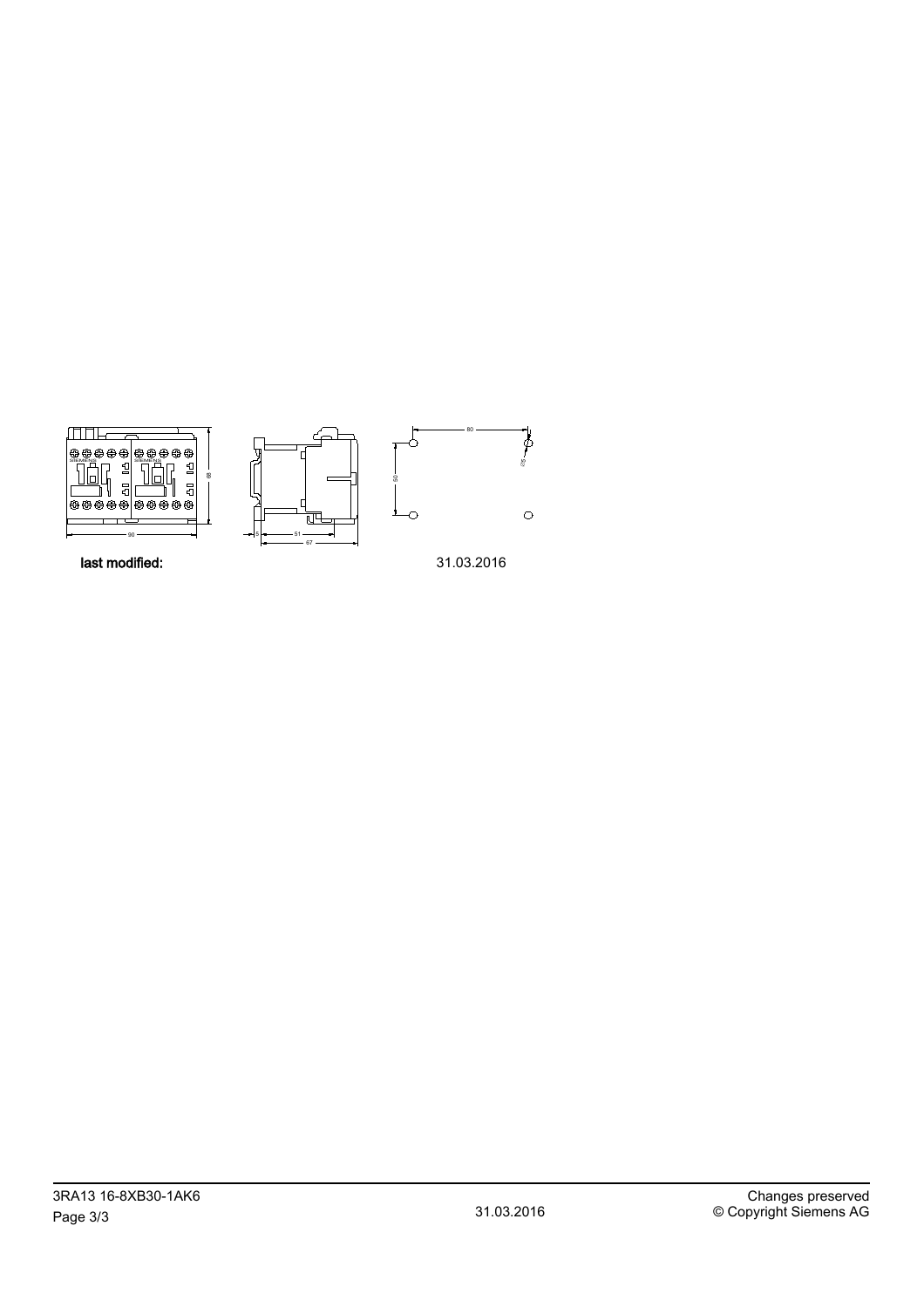90

68

5

51

67

80

50

Ø5

**last modified:** 31.03.2016